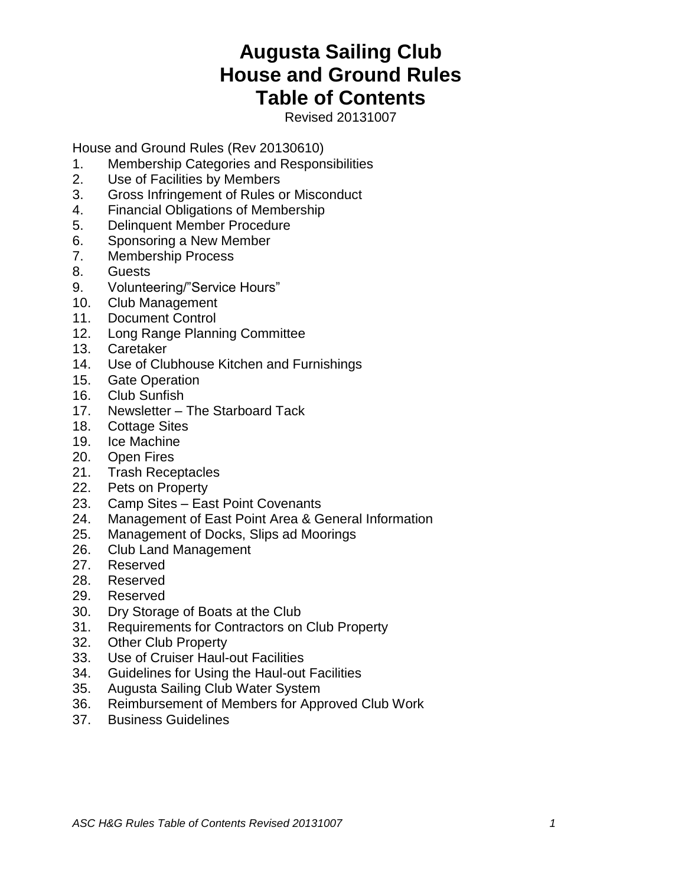# Augusta Sailing Club House and Ground Rules Table of Contents

Revised 20131007

House and Ground Rules (Rev 20130610)

1. Membership Categories and Responsibilities
2. Use of Facilities by Members
3. Gross Infringement of Rules or Misconduct
4. Financial Obligations of Membership
5. Delinquent Member Procedure
6. Sponsoring a New Member
7. Membership Process
8. Guests
9. Volunteering/"Service Hours"
10. Club Management
11. Document Control
12. Long Range Planning Committee
13. Caretaker
14. Use of Clubhouse Kitchen and Furnishings
15. Gate Operation
16. Club Sunfish
17. Newsletter – The Starboard Tack
18. Cottage Sites
19. Ice Machine
20. Open Fires
21. Trash Receptacles
22. Pets on Property
23. Camp Sites – East Point Covenants
24. Management of East Point Area & General Information
25. Management of Docks, Slips ad Moorings
26. Club Land Management
27. Reserved
28. Reserved
29. Reserved
30. Dry Storage of Boats at the Club
31. Requirements for Contractors on Club Property
32. Other Club Property
33. Use of Cruiser Haul-out Facilities
34. Guidelines for Using the Haul-out Facilities
35. Augusta Sailing Club Water System
36. Reimbursement of Members for Approved Club Work
37. Business Guidelines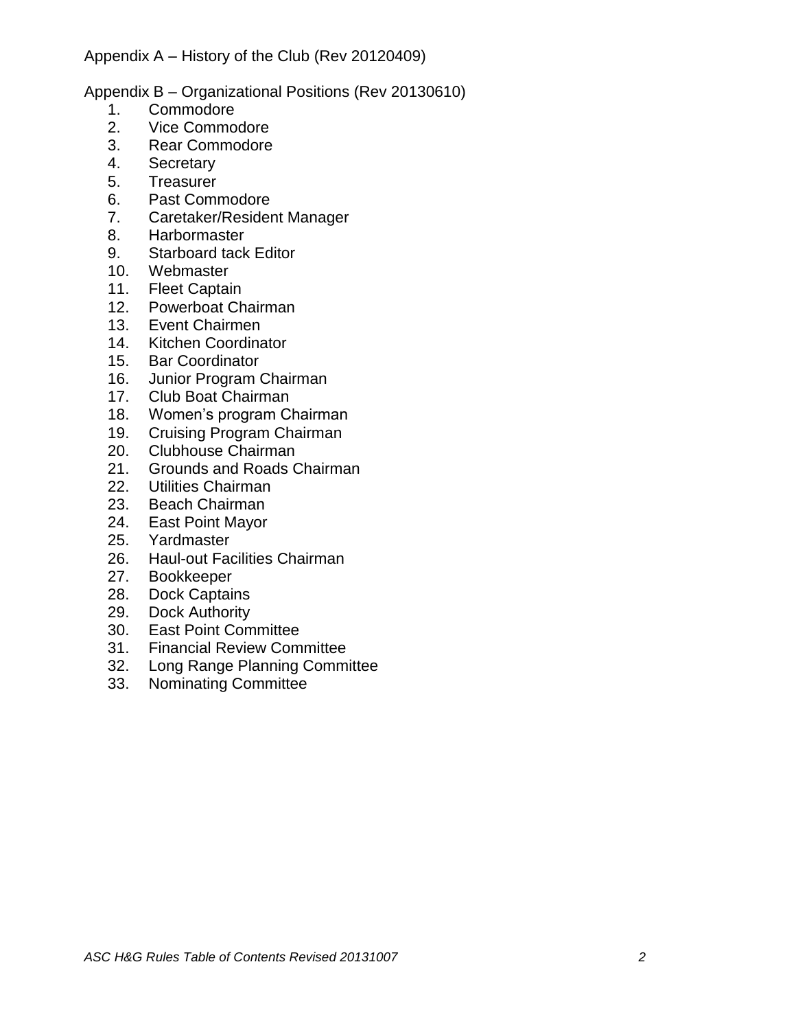Appendix A – History of the Club (Rev 20120409)

Appendix B – Organizational Positions (Rev 20130610)

1. Commodore
2. Vice Commodore
3. Rear Commodore
4. Secretary
5. Treasurer
6. Past Commodore
7. Caretaker/Resident Manager
8. Harbormaster
9. Starboard tack Editor
10. Webmaster
11. Fleet Captain
12. Powerboat Chairman
13. Event Chairmen
14. Kitchen Coordinator
15. Bar Coordinator
16. Junior Program Chairman
17. Club Boat Chairman
18. Women's program Chairman
19. Cruising Program Chairman
20. Clubhouse Chairman
21. Grounds and Roads Chairman
22. Utilities Chairman
23. Beach Chairman
24. East Point Mayor
25. Yardmaster
26. Haul-out Facilities Chairman
27. Bookkeeper
28. Dock Captains
29. Dock Authority
30. East Point Committee
31. Financial Review Committee
32. Long Range Planning Committee
33. Nominating Committee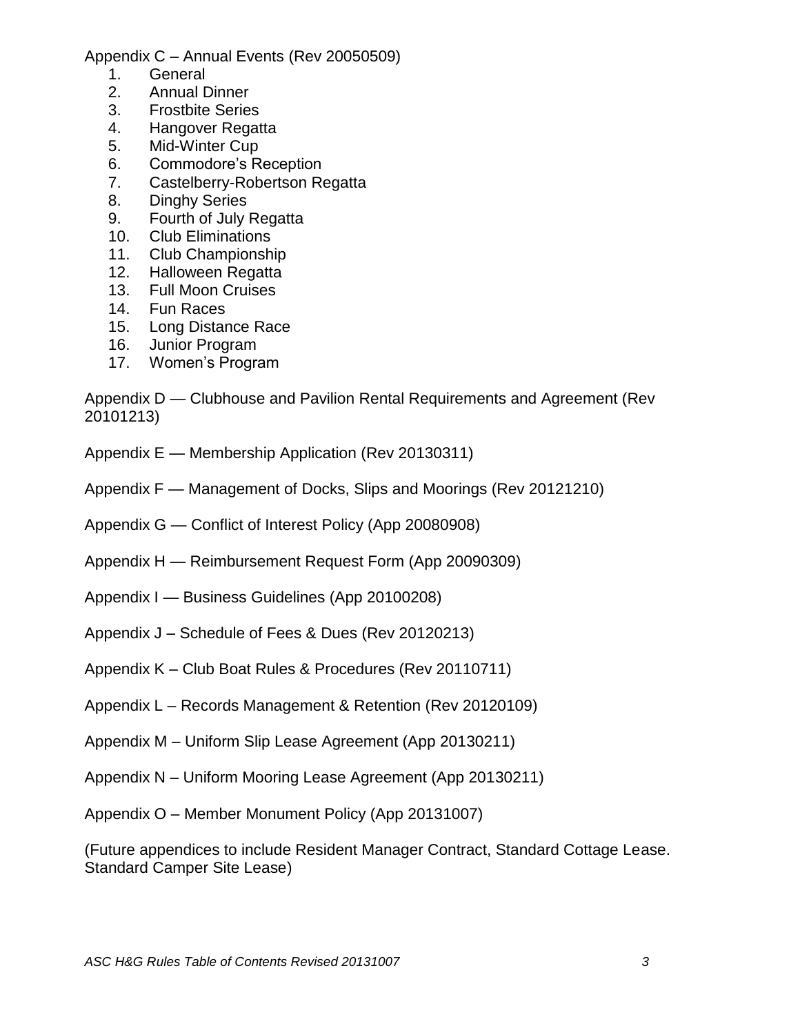Appendix C – Annual Events (Rev 20050509)

1. General
2. Annual Dinner
3. Frostbite Series
4. Hangover Regatta
5. Mid-Winter Cup
6. Commodore's Reception
7. Castelberry-Robertson Regatta
8. Dinghy Series
9. Fourth of July Regatta
10. Club Eliminations
11. Club Championship
12. Halloween Regatta
13. Full Moon Cruises
14. Fun Races
15. Long Distance Race
16. Junior Program
17. Women's Program

Appendix D — Clubhouse and Pavilion Rental Requirements and Agreement (Rev 20101213)

Appendix E — Membership Application (Rev 20130311)

Appendix F — Management of Docks, Slips and Moorings (Rev 20121210)

Appendix G — Conflict of Interest Policy (App 20080908)

Appendix H — Reimbursement Request Form (App 20090309)

Appendix I — Business Guidelines (App 20100208)

Appendix J – Schedule of Fees & Dues (Rev 20120213)

Appendix K – Club Boat Rules & Procedures (Rev 20110711)

Appendix L – Records Management & Retention (Rev 20120109)

Appendix M – Uniform Slip Lease Agreement (App 20130211)

Appendix N – Uniform Mooring Lease Agreement (App 20130211)

Appendix O – Member Monument Policy (App 20131007)

(Future appendices to include Resident Manager Contract, Standard Cottage Lease. Standard Camper Site Lease)